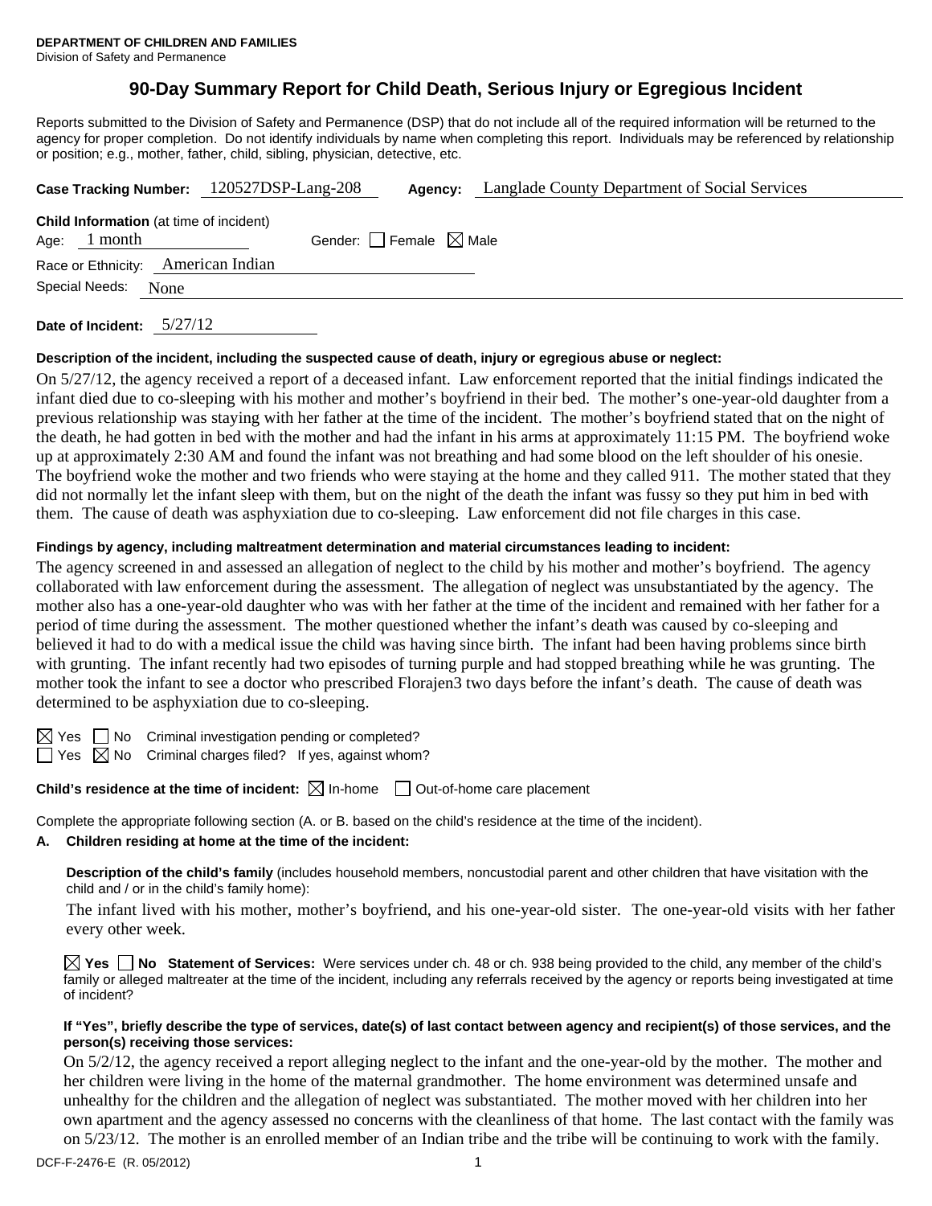**DEPARTMENT OF CHILDREN AND FAMILIES**
Division of Safety and Permanence

# 90-Day Summary Report for Child Death, Serious Injury or Egregious Incident

Reports submitted to the Division of Safety and Permanence (DSP) that do not include all of the required information will be returned to the agency for proper completion. Do not identify individuals by name when completing this report. Individuals may be referenced by relationship or position; e.g., mother, father, child, sibling, physician, detective, etc.

**Case Tracking Number:** 120527DSP-Lang-208 **Agency:** Langlade County Department of Social Services

**Child Information** (at time of incident)
Age: 1 month Gender: ☐ Female ☒ Male
Race or Ethnicity: American Indian
Special Needs: None

**Date of Incident:** 5/27/12

**Description of the incident, including the suspected cause of death, injury or egregious abuse or neglect:**

On 5/27/12, the agency received a report of a deceased infant. Law enforcement reported that the initial findings indicated the infant died due to co-sleeping with his mother and mother's boyfriend in their bed. The mother's one-year-old daughter from a previous relationship was staying with her father at the time of the incident. The mother's boyfriend stated that on the night of the death, he had gotten in bed with the mother and had the infant in his arms at approximately 11:15 PM. The boyfriend woke up at approximately 2:30 AM and found the infant was not breathing and had some blood on the left shoulder of his onesie. The boyfriend woke the mother and two friends who were staying at the home and they called 911. The mother stated that they did not normally let the infant sleep with them, but on the night of the death the infant was fussy so they put him in bed with them. The cause of death was asphyxiation due to co-sleeping. Law enforcement did not file charges in this case.

**Findings by agency, including maltreatment determination and material circumstances leading to incident:**

The agency screened in and assessed an allegation of neglect to the child by his mother and mother's boyfriend. The agency collaborated with law enforcement during the assessment. The allegation of neglect was unsubstantiated by the agency. The mother also has a one-year-old daughter who was with her father at the time of the incident and remained with her father for a period of time during the assessment. The mother questioned whether the infant's death was caused by co-sleeping and believed it had to do with a medical issue the child was having since birth. The infant had been having problems since birth with grunting. The infant recently had two episodes of turning purple and had stopped breathing while he was grunting. The mother took the infant to see a doctor who prescribed Florajen3 two days before the infant's death. The cause of death was determined to be asphyxiation due to co-sleeping.

☒ Yes ☐ No Criminal investigation pending or completed?
☐ Yes ☒ No Criminal charges filed? If yes, against whom?

**Child's residence at the time of incident:** ☒ In-home ☐ Out-of-home care placement

Complete the appropriate following section (A. or B. based on the child's residence at the time of the incident).

**A. Children residing at home at the time of the incident:**

**Description of the child's family** (includes household members, noncustodial parent and other children that have visitation with the child and / or in the child's family home):

The infant lived with his mother, mother's boyfriend, and his one-year-old sister. The one-year-old visits with her father every other week.

☒ **Yes** ☐ **No Statement of Services:** Were services under ch. 48 or ch. 938 being provided to the child, any member of the child's family or alleged maltreater at the time of the incident, including any referrals received by the agency or reports being investigated at time of incident?

**If "Yes", briefly describe the type of services, date(s) of last contact between agency and recipient(s) of those services, and the person(s) receiving those services:**

On 5/2/12, the agency received a report alleging neglect to the infant and the one-year-old by the mother. The mother and her children were living in the home of the maternal grandmother. The home environment was determined unsafe and unhealthy for the children and the allegation of neglect was substantiated. The mother moved with her children into her own apartment and the agency assessed no concerns with the cleanliness of that home. The last contact with the family was on 5/23/12. The mother is an enrolled member of an Indian tribe and the tribe will be continuing to work with the family.

DCF-F-2476-E (R. 05/2012)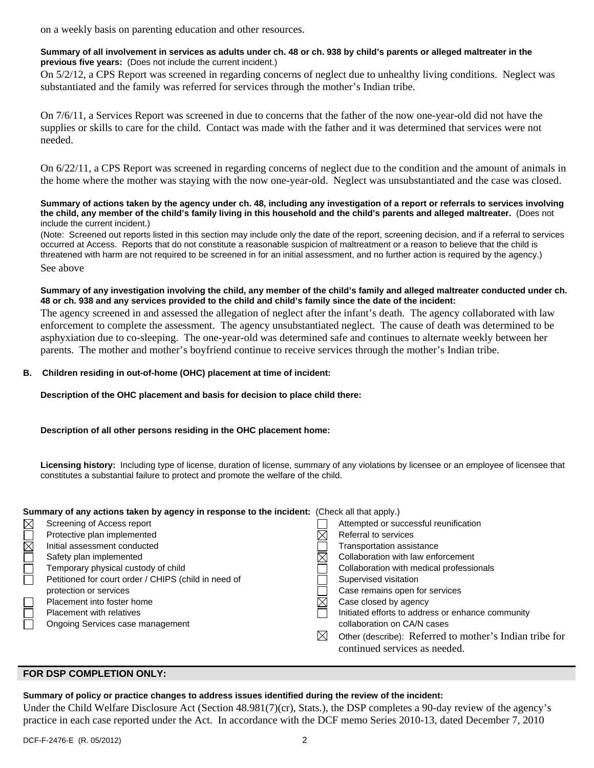on a weekly basis on parenting education and other resources.

**Summary of all involvement in services as adults under ch. 48 or ch. 938 by child's parents or alleged maltreater in the previous five years:** (Does not include the current incident.)

On 5/2/12, a CPS Report was screened in regarding concerns of neglect due to unhealthy living conditions. Neglect was substantiated and the family was referred for services through the mother's Indian tribe.

On 7/6/11, a Services Report was screened in due to concerns that the father of the now one-year-old did not have the supplies or skills to care for the child. Contact was made with the father and it was determined that services were not needed.

On 6/22/11, a CPS Report was screened in regarding concerns of neglect due to the condition and the amount of animals in the home where the mother was staying with the now one-year-old. Neglect was unsubstantiated and the case was closed.

**Summary of actions taken by the agency under ch. 48, including any investigation of a report or referrals to services involving the child, any member of the child's family living in this household and the child's parents and alleged maltreater.** (Does not include the current incident.)

(Note: Screened out reports listed in this section may include only the date of the report, screening decision, and if a referral to services occurred at Access. Reports that do not constitute a reasonable suspicion of maltreatment or a reason to believe that the child is threatened with harm are not required to be screened in for an initial assessment, and no further action is required by the agency.)

See above

**Summary of any investigation involving the child, any member of the child's family and alleged maltreater conducted under ch. 48 or ch. 938 and any services provided to the child and child's family since the date of the incident:**

The agency screened in and assessed the allegation of neglect after the infant's death. The agency collaborated with law enforcement to complete the assessment. The agency unsubstantiated neglect. The cause of death was determined to be asphyxiation due to co-sleeping. The one-year-old was determined safe and continues to alternate weekly between her parents. The mother and mother's boyfriend continue to receive services through the mother's Indian tribe.

**B. Children residing in out-of-home (OHC) placement at time of incident:**

**Description of the OHC placement and basis for decision to place child there:**

**Description of all other persons residing in the OHC placement home:**

**Licensing history:** Including type of license, duration of license, summary of any violations by licensee or an employee of licensee that constitutes a substantial failure to protect and promote the welfare of the child.

**Summary of any actions taken by agency in response to the incident:** (Check all that apply.)

- ☒ Screening of Access report
- ☐ Protective plan implemented
- ☒ Initial assessment conducted
- ☐ Safety plan implemented
- ☐ Temporary physical custody of child
- ☐ Petitioned for court order / CHIPS (child in need of protection or services
- ☐ Placement into foster home
- ☐ Placement with relatives
- ☐ Ongoing Services case management
- ☐ Attempted or successful reunification
- ☒ Referral to services
- ☐ Transportation assistance
- ☒ Collaboration with law enforcement
- ☐ Collaboration with medical professionals
- ☐ Supervised visitation
- ☐ Case remains open for services
- ☒ Case closed by agency
- ☐ Initiated efforts to address or enhance community collaboration on CA/N cases
- ☒ Other (describe): Referred to mother's Indian tribe for continued services as needed.

## FOR DSP COMPLETION ONLY:

**Summary of policy or practice changes to address issues identified during the review of the incident:**

Under the Child Welfare Disclosure Act (Section 48.981(7)(cr), Stats.), the DSP completes a 90-day review of the agency's practice in each case reported under the Act. In accordance with the DCF memo Series 2010-13, dated December 7, 2010

DCF-F-2476-E (R. 05/2012)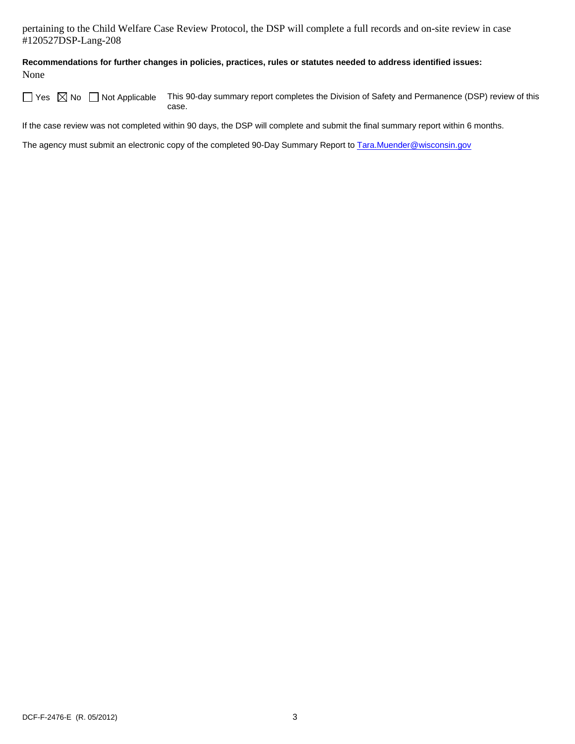pertaining to the Child Welfare Case Review Protocol, the DSP will complete a full records and on-site review in case #120527DSP-Lang-208

**Recommendations for further changes in policies, practices, rules or statutes needed to address identified issues:**
None

☐ Yes ☒ No ☐ Not Applicable This 90-day summary report completes the Division of Safety and Permanence (DSP) review of this case.

If the case review was not completed within 90 days, the DSP will complete and submit the final summary report within 6 months.

The agency must submit an electronic copy of the completed 90-Day Summary Report to Tara.Muender@wisconsin.gov

DCF-F-2476-E (R. 05/2012)